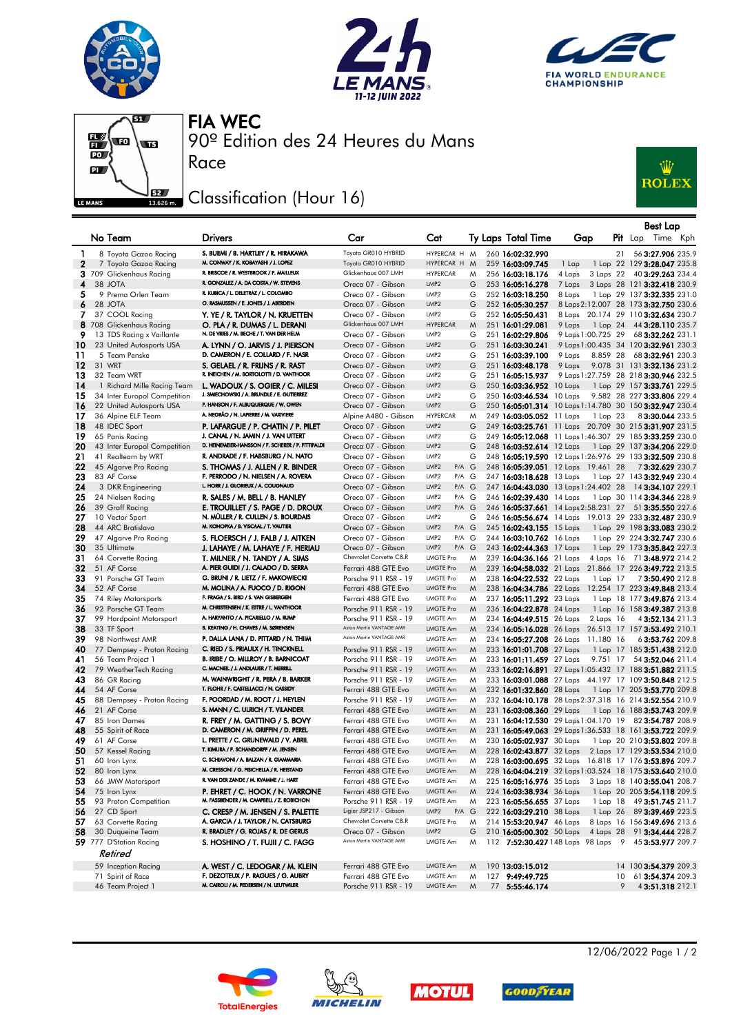# FIA WEC

## 90º Edition des 24 Heures du Mans

## Race

## Classification (Hour 16)

| | No Team | Drivers | Car | Cat | Ty | Laps | Total Time | Gap | | Pit | Best Lap Lap | Time | Kph |
|---|---|---|---|---|---|---|---|---|---|---|---|---|---|
| 1 | 8 Toyota Gazoo Racing | S. BUEMI / B. HARTLEY / R. HIRAKAWA | Toyota GR010 HYBRID | HYPERCAR H | M | 260 | 16:02:32.990 | | | 21 | 56 | 3:27.906 | 235.9 |
| 2 | 7 Toyota Gazoo Racing | M. CONWAY / K. KOBAYASHI / J. LOPEZ | Toyota GR010 HYBRID | HYPERCAR H | M | 259 | 16:03:09.745 | 1 Lap | 1 Lap | 22 | 129 | 3:28.047 | 235.8 |
| 3 | 709 Glickenhaus Racing | R. BRISCOE / R. WESTBROOK / F. MAILLEUX | Glickenhaus 007 LMH | HYPERCAR | M | 256 | 16:03:18.176 | 4 Laps | 3 Laps | 22 | 40 | 3:29.263 | 234.4 |
| 4 | 38 JOTA | R. GONZALEZ / A. DA COSTA / W. STEVENS | Oreca 07 - Gibson | LMP2 | G | 253 | 16:05:16.278 | 7 Laps | 3 Laps | 28 | 121 | 3:32.418 | 230.9 |
| 5 | 9 Prema Orlen Team | R. KUBICA / L. DELETRAZ / L. COLOMBO | Oreca 07 - Gibson | LMP2 | G | 252 | 16:03:18.250 | 8 Laps | 1 Lap | 29 | 137 | 3:32.335 | 231.0 |
| 6 | 28 JOTA | O. RASMUSSEN / E. JONES / J. ABERDEIN | Oreca 07 - Gibson | LMP2 | G | 252 | 16:05:30.257 | 8 Laps | 2:12.007 | 28 | 173 | 3:32.750 | 230.6 |
| 7 | 37 COOL Racing | Y. YE / R. TAYLOR / N. KRUETTEN | Oreca 07 - Gibson | LMP2 | G | 252 | 16:05:50.431 | 8 Laps | 20.174 | 29 | 110 | 3:32.634 | 230.7 |
| 8 | 708 Glickenhaus Racing | O. PLA / R. DUMAS / L. DERANI | Glickenhaus 007 LMH | HYPERCAR | M | 251 | 16:01:29.081 | 9 Laps | 1 Lap | 24 | 44 | 3:28.110 | 235.7 |
| 9 | 13 TDS Racing x Vaillante | N. DE VRIES / M. BECHE / T. VAN DER HELM | Oreca 07 - Gibson | LMP2 | G | 251 | 16:02:29.806 | 9 Laps | 1 Lap | 29 | 68 | 3:32.262 | 231.1 |
| 10 | 23 United Autosports USA | A. LYNN / O. JARVIS / J. PIERSON | Oreca 07 - Gibson | LMP2 | G | 251 | 16:03:30.241 | 9 Laps | 1:00.435 | 34 | 120 | 3:32.961 | 230.3 |
| 11 | 5 Team Penske | D. CAMERON / E. COLLARD / F. NASR | Oreca 07 - Gibson | LMP2 | G | 251 | 16:03:39.100 | 9 Laps | 8.859 | 28 | 68 | 3:32.961 | 230.3 |
| 12 | 31 WRT | S. GELAEL / R. FRIJNS / R. RAST | Oreca 07 - Gibson | LMP2 | G | 251 | 16:03:48.178 | 9 Laps | 9.078 | 31 | 131 | 3:32.136 | 231.2 |
| 13 | 32 Team WRT | R. INEICHEN / M. BORTOLOTTI / D. VANTHOOR | Oreca 07 - Gibson | LMP2 | G | 251 | 16:05:15.937 | 9 Laps | 1:27.759 | 28 | 218 | 3:30.946 | 232.5 |
| 14 | 1 Richard Mille Racing Team | L. WADOUX / S. OGIER / C. MILESI | Oreca 07 - Gibson | LMP2 | G | 250 | 16:03:36.952 | 10 Laps | 1 Lap | 29 | 157 | 3:33.761 | 229.5 |
| 15 | 34 Inter Europol Competition | J. SMIECHOWSKI / A. BRUNDLE / E. GUTIERREZ | Oreca 07 - Gibson | LMP2 | G | 250 | 16:03:46.534 | 10 Laps | 9.582 | 28 | 227 | 3:33.806 | 229.4 |
| 16 | 22 United Autosports USA | P. HANSON / F. ALBUQUERQUE / W. OWEN | Oreca 07 - Gibson | LMP2 | G | 250 | 16:05:01.314 | 10 Laps | 1:14.780 | 30 | 150 | 3:32.947 | 230.4 |
| 17 | 36 Alpine ELF Team | A. NEGRÃO / N. LAPIERRE / M. VAXIVIERE | Alpine A480 - Gibson | HYPERCAR | M | 249 | 16:03:05.052 | 11 Laps | 1 Lap | 23 | 8 | 3:30.044 | 233.5 |
| 18 | 48 IDEC Sport | P. LAFARGUE / P. CHATIN / P. PILET | Oreca 07 - Gibson | LMP2 | G | 249 | 16:03:25.761 | 11 Laps | 20.709 | 30 | 215 | 3:31.907 | 231.5 |
| 19 | 65 Panis Racing | J. CANAL / N. JAMIN / J. VAN UITERT | Oreca 07 - Gibson | LMP2 | G | 249 | 16:05:12.068 | 11 Laps | 1:46.307 | 29 | 185 | 3:33.259 | 230.0 |
| 20 | 43 Inter Europol Competition | D. HEINEMEIER-HANSSON / F. SCHERER / P. FITTIPALDI | Oreca 07 - Gibson | LMP2 | G | 248 | 16:03:52.614 | 12 Laps | 1 Lap | 29 | 137 | 3:34.206 | 229.0 |
| 21 | 41 Realteam by WRT | R. ANDRADE / F. HABSBURG / N. NATO | Oreca 07 - Gibson | LMP2 | G | 248 | 16:05:19.590 | 12 Laps | 1:26.976 | 29 | 133 | 3:32.509 | 230.8 |
| 22 | 45 Algarve Pro Racing | S. THOMAS / J. ALLEN / R. BINDER | Oreca 07 - Gibson | LMP2 P/A | G | 248 | 16:05:39.051 | 12 Laps | 19.461 | 28 | 7 | 3:32.629 | 230.7 |
| 23 | 83 AF Corse | F. PERRODO / N. NIELSEN / A. ROVERA | Oreca 07 - Gibson | LMP2 P/A | G | 247 | 16:03:18.628 | 13 Laps | 1 Lap | 27 | 143 | 3:32.949 | 230.4 |
| 24 | 3 DKR Engineering | L. HORR / J. GLORIEUX / A. COUGNAUD | Oreca 07 - Gibson | LMP2 P/A | G | 247 | 16:04:43.030 | 13 Laps | 1:24.402 | 28 | 14 | 3:34.107 | 229.1 |
| 25 | 24 Nielsen Racing | R. SALES / M. BELL / B. HANLEY | Oreca 07 - Gibson | LMP2 P/A | G | 246 | 16:02:39.430 | 14 Laps | 1 Lap | 30 | 114 | 3:34.346 | 228.9 |
| 26 | 39 Graff Racing | E. TROUILLET / S. PAGE / D. DROUX | Oreca 07 - Gibson | LMP2 P/A | G | 246 | 16:05:37.661 | 14 Laps | 2:58.231 | 27 | 51 | 3:35.550 | 227.6 |
| 27 | 10 Vector Sport | N. MÜLLER / R. CULLEN / S. BOURDAIS | Oreca 07 - Gibson | LMP2 | G | 246 | 16:05:56.674 | 14 Laps | 19.013 | 29 | 233 | 3:32.487 | 230.9 |
| 28 | 44 ARC Bratislava | M. KONOPKA / B. VISCAAL / T. VAUTIER | Oreca 07 - Gibson | LMP2 P/A | G | 245 | 16:02:43.155 | 15 Laps | 1 Lap | 29 | 198 | 3:33.083 | 230.2 |
| 29 | 47 Algarve Pro Racing | S. FLOERSCH / J. FALB / J. AITKEN | Oreca 07 - Gibson | LMP2 P/A | G | 244 | 16:03:10.762 | 16 Laps | 1 Lap | 29 | 224 | 3:32.747 | 230.6 |
| 30 | 35 Ultimate | J. LAHAYE / M. LAHAYE / F. HERIAU | Oreca 07 - Gibson | LMP2 P/A | G | 243 | 16:02:44.363 | 17 Laps | 1 Lap | 29 | 173 | 3:35.842 | 227.3 |
| 31 | 64 Corvette Racing | T. MILNER / N. TANDY / A. SIMS | Chevrolet Corvette C8.R | LMGTE Pro | M | 239 | 16:04:36.166 | 21 Laps | 4 Laps | 16 | 71 | 3:48.972 | 214.2 |
| 32 | 51 AF Corse | A. PIER GUIDI / J. CALADO / D. SERRA | Ferrari 488 GTE Evo | LMGTE Pro | M | 239 | 16:04:58.032 | 21 Laps | 21.866 | 17 | 226 | 3:49.722 | 213.5 |
| 33 | 91 Porsche GT Team | G. BRUNI / R. LIETZ / F. MAKOWIECKI | Porsche 911 RSR - 19 | LMGTE Pro | M | 238 | 16:04:22.532 | 22 Laps | 1 Lap | 17 | 7 | 3:50.490 | 212.8 |
| 34 | 52 AF Corse | M. MOLINA / A. FUOCO / D. RIGON | Ferrari 488 GTE Evo | LMGTE Pro | M | 238 | 16:04:34.786 | 22 Laps | 12.254 | 17 | 223 | 3:49.848 | 213.4 |
| 35 | 74 Riley Motorsports | F. FRAGA / S. BIRD / S. VAN GISBERGEN | Ferrari 488 GTE Evo | LMGTE Pro | M | 237 | 16:05:11.292 | 23 Laps | 1 Lap | 18 | 177 | 3:49.876 | 213.4 |
| 36 | 92 Porsche GT Team | M. CHRISTENSEN / K. ESTRE / L. VANTHOOR | Porsche 911 RSR - 19 | LMGTE Pro | M | 236 | 16:04:22.878 | 24 Laps | 1 Lap | 16 | 158 | 3:49.387 | 213.8 |
| 37 | 99 Hardpoint Motorsport | A. HARYANTO / A. PICARIELLO / M. RUMP | Porsche 911 RSR - 19 | LMGTE Am | M | 234 | 16:04:49.515 | 26 Laps | 2 Laps | 16 | 4 | 3:52.134 | 211.3 |
| 38 | 33 TF Sport | B. KEATING / H. CHAVES / M. SØRENSEN | Aston Martin VANTAGE AMR | LMGTE Am | M | 234 | 16:05:16.028 | 26 Laps | 26.513 | 17 | 157 | 3:53.492 | 210.1 |
| 39 | 98 Northwest AMR | P. DALLA LANA / M. PITTARD / N. THIIM | Aston Martin VANTAGE AMR | LMGTE Am | M | 234 | 16:05:27.208 | 26 Laps | 11.180 | 16 | 6 | 3:53.762 | 209.8 |
| 40 | 77 Dempsey - Proton Racing | C. RIED / S. PRIAULX / H. TINCKNELL | Porsche 911 RSR - 19 | LMGTE Am | M | 233 | 16:01:01.708 | 27 Laps | 1 Lap | 17 | 185 | 3:51.438 | 212.0 |
| 41 | 56 Team Project 1 | B. IRIBE / O. MILLROY / B. BARNICOAT | Porsche 911 RSR - 19 | LMGTE Am | M | 233 | 16:01:11.459 | 27 Laps | 9.751 | 17 | 54 | 3:52.046 | 211.4 |
| 42 | 79 WeatherTech Racing | C. MACNEIL / J. ANDLAUER / T. MERRILL | Porsche 911 RSR - 19 | LMGTE Am | M | 233 | 16:02:16.891 | 27 Laps | 1:05.432 | 17 | 188 | 3:51.882 | 211.5 |
| 43 | 86 GR Racing | M. WAINWRIGHT / R. PERA / B. BARKER | Porsche 911 RSR - 19 | LMGTE Am | M | 233 | 16:03:01.088 | 27 Laps | 44.197 | 17 | 109 | 3:50.848 | 212.5 |
| 44 | 54 AF Corse | T. FLOHR / F. CASTELLACCI / N. CASSIDY | Ferrari 488 GTE Evo | LMGTE Am | M | 232 | 16:01:32.860 | 28 Laps | 1 Lap | 17 | 205 | 3:53.770 | 209.8 |
| 45 | 88 Dempsey - Proton Racing | F. POORDAD / M. ROOT / J. HEYLEN | Porsche 911 RSR - 19 | LMGTE Am | M | 232 | 16:04:10.178 | 28 Laps | 2:37.318 | 16 | 214 | 3:52.554 | 210.9 |
| 46 | 21 AF Corse | S. MANN / C. ULRICH / T. VILANDER | Ferrari 488 GTE Evo | LMGTE Am | M | 231 | 16:03:08.360 | 29 Laps | 1 Lap | 16 | 188 | 3:53.743 | 209.9 |
| 47 | 85 Iron Dames | R. FREY / M. GATTING / S. BOVY | Ferrari 488 GTE Evo | LMGTE Am | M | 231 | 16:04:12.530 | 29 Laps | 1:04.170 | 19 | 82 | 3:54.787 | 208.9 |
| 48 | 55 Spirit of Race | D. CAMERON / M. GRIFFIN / D. PEREL | Ferrari 488 GTE Evo | LMGTE Am | M | 231 | 16:05:49.063 | 29 Laps | 1:36.533 | 18 | 161 | 3:53.722 | 209.9 |
| 49 | 61 AF Corse | L. PRETTE / C. GRUNEWALD / V. ABRIL | Ferrari 488 GTE Evo | LMGTE Am | M | 230 | 16:05:02.937 | 30 Laps | 1 Lap | 20 | 210 | 3:53.802 | 209.8 |
| 50 | 57 Kessel Racing | T. KIMURA / F. SCHANDORFF / M. JENSEN | Ferrari 488 GTE Evo | LMGTE Am | M | 228 | 16:02:43.877 | 32 Laps | 2 Laps | 17 | 129 | 3:53.534 | 210.0 |
| 51 | 60 Iron Lynx | C. SCHIAVONI / A. BALZAN / R. GIAMMARIA | Ferrari 488 GTE Evo | LMGTE Am | M | 228 | 16:03:00.695 | 32 Laps | 16.818 | 17 | 176 | 3:53.896 | 209.7 |
| 52 | 80 Iron Lynx | M. CRESSONI / G. FISICHELLA / R. HEISTAND | Ferrari 488 GTE Evo | LMGTE Am | M | 228 | 16:04:04.219 | 32 Laps | 1:03.524 | 18 | 175 | 3:53.640 | 210.0 |
| 53 | 66 JMW Motorsport | R. VAN DER ZANDE / M. KVAMME / J. HART | Ferrari 488 GTE Evo | LMGTE Am | M | 225 | 16:05:16.976 | 35 Laps | 3 Laps | 18 | 140 | 3:55.041 | 208.7 |
| 54 | 75 Iron Lynx | P. EHRET / C. HOOK / N. VARRONE | Ferrari 488 GTE Evo | LMGTE Am | M | 224 | 16:03:38.934 | 36 Laps | 1 Lap | 20 | 205 | 3:54.118 | 209.5 |
| 55 | 93 Proton Competition | M. FASSBENDER / M. CAMPBELL / Z. ROBICHON | Porsche 911 RSR - 19 | LMGTE Am | M | 223 | 16:05:56.655 | 37 Laps | 1 Lap | 18 | 49 | 3:51.745 | 211.7 |
| 56 | 27 CD Sport | C. CRESP / M. JENSEN / S. PALETTE | Ligier JSP217 - Gibson | LMP2 P/A | G | 222 | 16:03:29.210 | 38 Laps | 1 Lap | 26 | 89 | 3:39.499 | 223.5 |
| 57 | 63 Corvette Racing | A. GARCIA / J. TAYLOR / N. CATSBURG | Chevrolet Corvette C8.R | LMGTE Pro | M | 214 | 15:53:20.947 | 46 Laps | 8 Laps | 16 | 156 | 3:49.696 | 213.6 |
| 58 | 30 Duqueine Team | R. BRADLEY / G. ROJAS / R. DE GERUS | Oreca 07 - Gibson | LMP2 | G | 210 | 16:05:00.302 | 50 Laps | 4 Laps | 28 | 91 | 3:44.444 | 218.7 |
| 59 | 777 D'Station Racing | S. HOSHINO / T. FUJII / C. FAGG | Aston Martin VANTAGE AMR | LMGTE Am | M | 112 | 7:52:30.427 | 148 Laps | 98 Laps | 9 | 45 | 3:53.977 | 209.7 |
| | *Retired* | | | | | | | | | | | | |
| | 59 Inception Racing | A. WEST / C. LEDOGAR / M. KLEIN | Ferrari 488 GTE Evo | LMGTE Am | M | 190 | 13:03:15.012 | | | 14 | 130 | 3:54.379 | 209.3 |
| | 71 Spirit of Race | F. DEZOTEUX / P. RAGUES / G. AUBRY | Ferrari 488 GTE Evo | LMGTE Am | M | 127 | 9:49:49.725 | | | 10 | 61 | 3:54.374 | 209.3 |
| | 46 Team Project 1 | M. CAIROLI / M. PEDERSEN / N. LEUTWILER | Porsche 911 RSR - 19 | LMGTE Am | M | 77 | 5:55:46.174 | | | 9 | 4 | 3:51.318 | 212.1 |

12/06/2022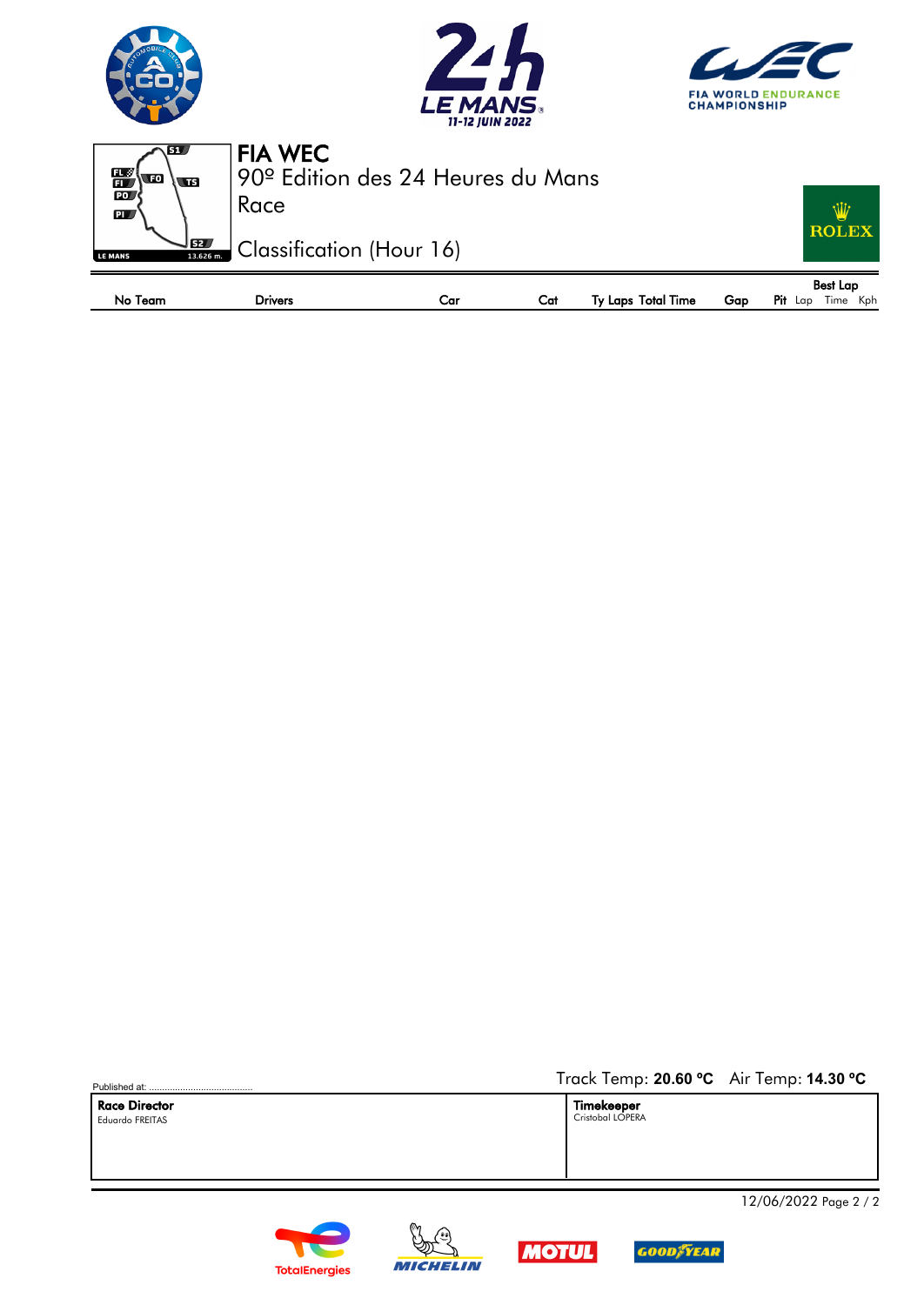# FIA WEC

90º Edition des 24 Heures du Mans

Race

Classification (Hour 16)

| No | Team | Drivers | Car | Cat | Ty | Laps | Total Time | Gap | Pit | Best Lap Lap | Best Lap Time | Best Lap Kph |
|---|---|---|---|---|---|---|---|---|---|---|---|---|

Track Temp: **20.60 ºC** Air Temp: **14.30 ºC**

Published at: ........................................

| **Race Director** | **Timekeeper** |
|---|---|
| Eduardo FREITAS | Cristobal LOPERA |

12/06/2022